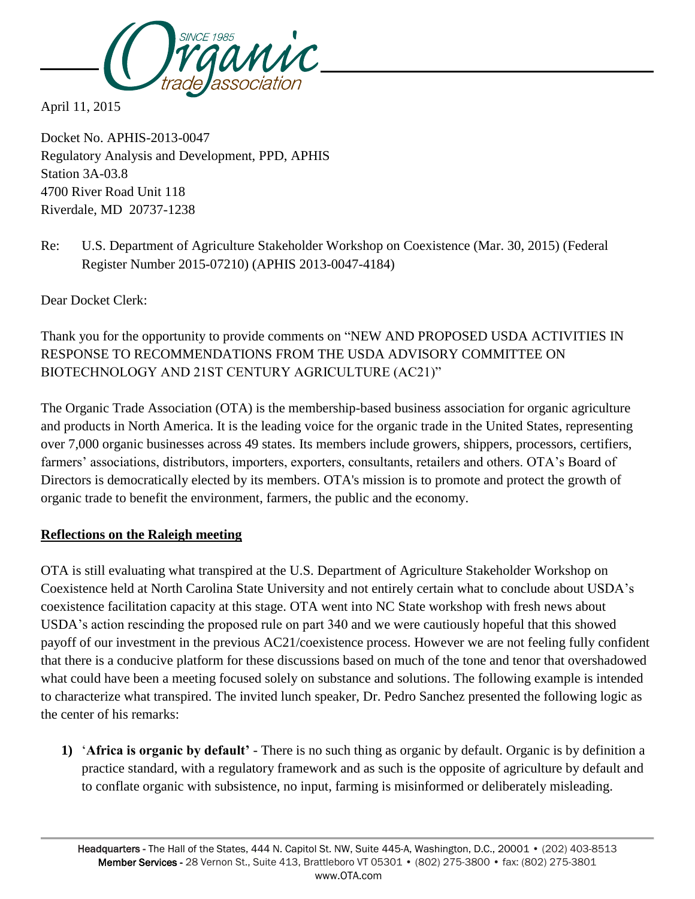April 11, 2015

Docket No. APHIS-2013-0047
Regulatory Analysis and Development, PPD, APHIS
Station 3A-03.8
4700 River Road Unit 118
Riverdale, MD 20737-1238

Re: U.S. Department of Agriculture Stakeholder Workshop on Coexistence (Mar. 30, 2015) (Federal Register Number 2015-07210) (APHIS 2013-0047-4184)

Dear Docket Clerk:

Thank you for the opportunity to provide comments on "NEW AND PROPOSED USDA ACTIVITIES IN RESPONSE TO RECOMMENDATIONS FROM THE USDA ADVISORY COMMITTEE ON BIOTECHNOLOGY AND 21ST CENTURY AGRICULTURE (AC21)"

The Organic Trade Association (OTA) is the membership-based business association for organic agriculture and products in North America. It is the leading voice for the organic trade in the United States, representing over 7,000 organic businesses across 49 states. Its members include growers, shippers, processors, certifiers, farmers' associations, distributors, importers, exporters, consultants, retailers and others. OTA's Board of Directors is democratically elected by its members. OTA's mission is to promote and protect the growth of organic trade to benefit the environment, farmers, the public and the economy.

**Reflections on the Raleigh meeting**

OTA is still evaluating what transpired at the U.S. Department of Agriculture Stakeholder Workshop on Coexistence held at North Carolina State University and not entirely certain what to conclude about USDA's coexistence facilitation capacity at this stage. OTA went into NC State workshop with fresh news about USDA's action rescinding the proposed rule on part 340 and we were cautiously hopeful that this showed payoff of our investment in the previous AC21/coexistence process. However we are not feeling fully confident that there is a conducive platform for these discussions based on much of the tone and tenor that overshadowed what could have been a meeting focused solely on substance and solutions. The following example is intended to characterize what transpired. The invited lunch speaker, Dr. Pedro Sanchez presented the following logic as the center of his remarks:

1) '**Africa is organic by default'** - There is no such thing as organic by default. Organic is by definition a practice standard, with a regulatory framework and as such is the opposite of agriculture by default and to conflate organic with subsistence, no input, farming is misinformed or deliberately misleading.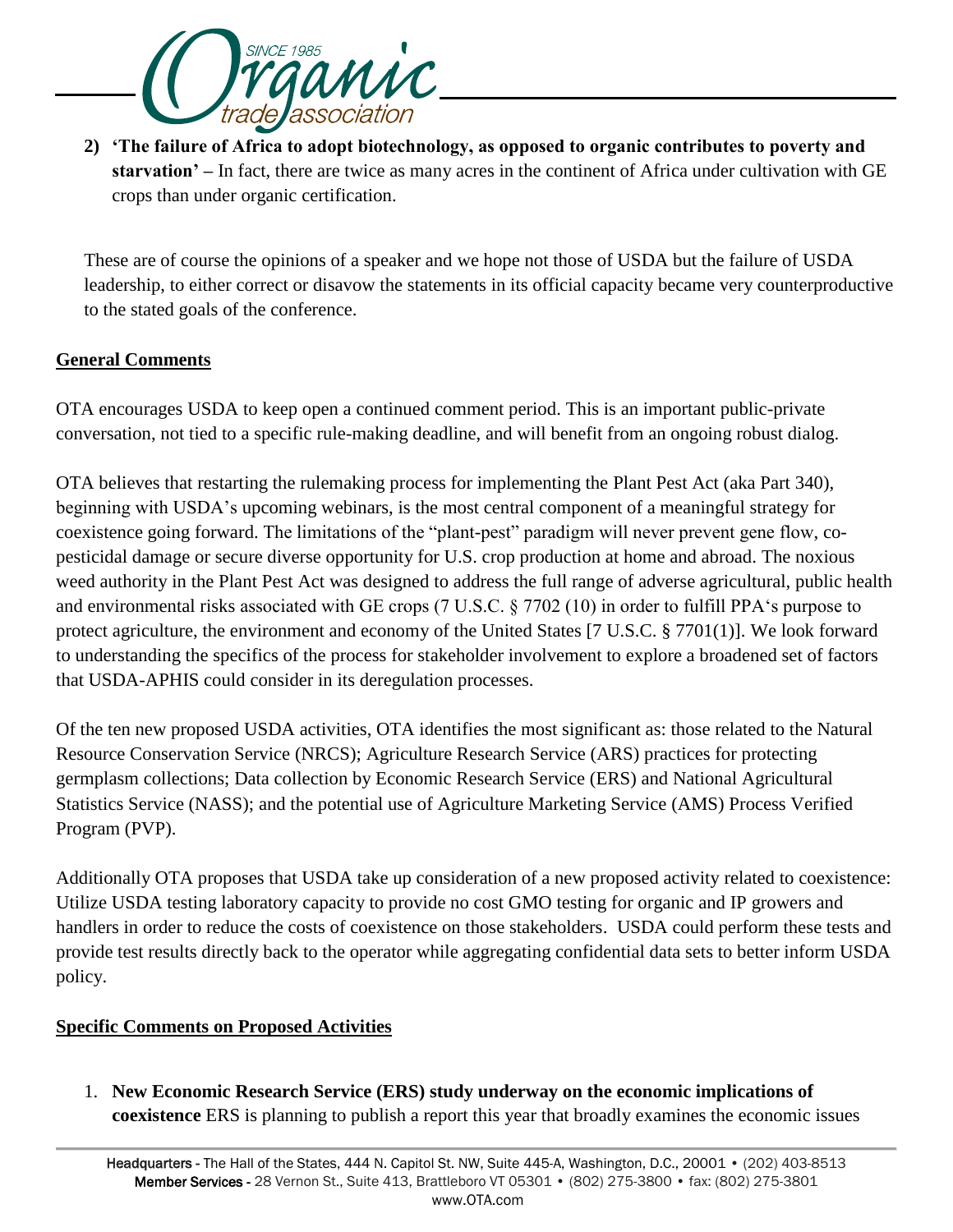2) **'The failure of Africa to adopt biotechnology, as opposed to organic contributes to poverty and starvation' –** In fact, there are twice as many acres in the continent of Africa under cultivation with GE crops than under organic certification.

These are of course the opinions of a speaker and we hope not those of USDA but the failure of USDA leadership, to either correct or disavow the statements in its official capacity became very counterproductive to the stated goals of the conference.

## General Comments

OTA encourages USDA to keep open a continued comment period. This is an important public-private conversation, not tied to a specific rule-making deadline, and will benefit from an ongoing robust dialog.

OTA believes that restarting the rulemaking process for implementing the Plant Pest Act (aka Part 340), beginning with USDA's upcoming webinars, is the most central component of a meaningful strategy for coexistence going forward. The limitations of the "plant-pest" paradigm will never prevent gene flow, co-pesticidal damage or secure diverse opportunity for U.S. crop production at home and abroad. The noxious weed authority in the Plant Pest Act was designed to address the full range of adverse agricultural, public health and environmental risks associated with GE crops (7 U.S.C. § 7702 (10) in order to fulfill PPA's purpose to protect agriculture, the environment and economy of the United States [7 U.S.C. § 7701(1)]. We look forward to understanding the specifics of the process for stakeholder involvement to explore a broadened set of factors that USDA-APHIS could consider in its deregulation processes.

Of the ten new proposed USDA activities, OTA identifies the most significant as: those related to the Natural Resource Conservation Service (NRCS); Agriculture Research Service (ARS) practices for protecting germplasm collections; Data collection by Economic Research Service (ERS) and National Agricultural Statistics Service (NASS); and the potential use of Agriculture Marketing Service (AMS) Process Verified Program (PVP).

Additionally OTA proposes that USDA take up consideration of a new proposed activity related to coexistence: Utilize USDA testing laboratory capacity to provide no cost GMO testing for organic and IP growers and handlers in order to reduce the costs of coexistence on those stakeholders. USDA could perform these tests and provide test results directly back to the operator while aggregating confidential data sets to better inform USDA policy.

## Specific Comments on Proposed Activities

1. **New Economic Research Service (ERS) study underway on the economic implications of coexistence** ERS is planning to publish a report this year that broadly examines the economic issues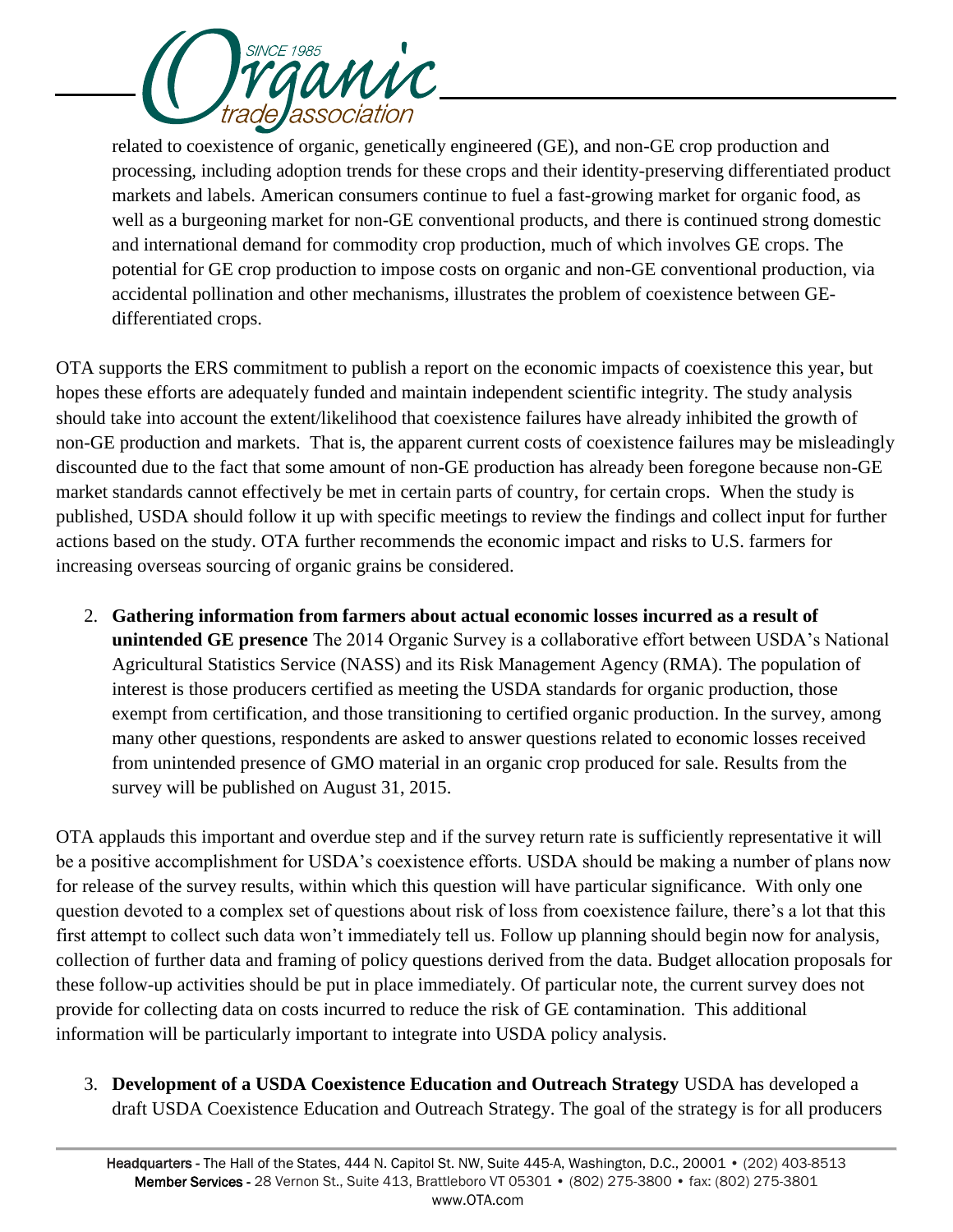related to coexistence of organic, genetically engineered (GE), and non-GE crop production and processing, including adoption trends for these crops and their identity-preserving differentiated product markets and labels. American consumers continue to fuel a fast-growing market for organic food, as well as a burgeoning market for non-GE conventional products, and there is continued strong domestic and international demand for commodity crop production, much of which involves GE crops. The potential for GE crop production to impose costs on organic and non-GE conventional production, via accidental pollination and other mechanisms, illustrates the problem of coexistence between GE-differentiated crops.

OTA supports the ERS commitment to publish a report on the economic impacts of coexistence this year, but hopes these efforts are adequately funded and maintain independent scientific integrity. The study analysis should take into account the extent/likelihood that coexistence failures have already inhibited the growth of non-GE production and markets. That is, the apparent current costs of coexistence failures may be misleadingly discounted due to the fact that some amount of non-GE production has already been foregone because non-GE market standards cannot effectively be met in certain parts of country, for certain crops. When the study is published, USDA should follow it up with specific meetings to review the findings and collect input for further actions based on the study. OTA further recommends the economic impact and risks to U.S. farmers for increasing overseas sourcing of organic grains be considered.

2. **Gathering information from farmers about actual economic losses incurred as a result of unintended GE presence** The 2014 Organic Survey is a collaborative effort between USDA's National Agricultural Statistics Service (NASS) and its Risk Management Agency (RMA). The population of interest is those producers certified as meeting the USDA standards for organic production, those exempt from certification, and those transitioning to certified organic production. In the survey, among many other questions, respondents are asked to answer questions related to economic losses received from unintended presence of GMO material in an organic crop produced for sale. Results from the survey will be published on August 31, 2015.

OTA applauds this important and overdue step and if the survey return rate is sufficiently representative it will be a positive accomplishment for USDA's coexistence efforts. USDA should be making a number of plans now for release of the survey results, within which this question will have particular significance. With only one question devoted to a complex set of questions about risk of loss from coexistence failure, there's a lot that this first attempt to collect such data won't immediately tell us. Follow up planning should begin now for analysis, collection of further data and framing of policy questions derived from the data. Budget allocation proposals for these follow-up activities should be put in place immediately. Of particular note, the current survey does not provide for collecting data on costs incurred to reduce the risk of GE contamination. This additional information will be particularly important to integrate into USDA policy analysis.

3. **Development of a USDA Coexistence Education and Outreach Strategy** USDA has developed a draft USDA Coexistence Education and Outreach Strategy. The goal of the strategy is for all producers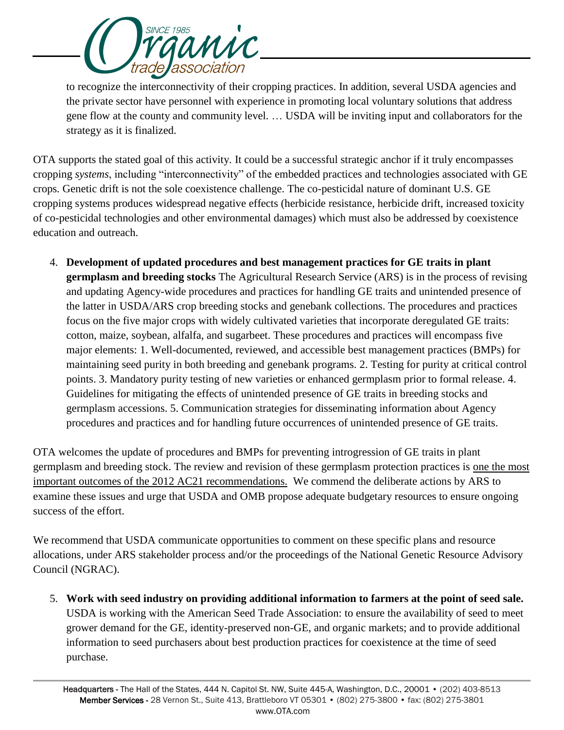to recognize the interconnectivity of their cropping practices. In addition, several USDA agencies and the private sector have personnel with experience in promoting local voluntary solutions that address gene flow at the county and community level. … USDA will be inviting input and collaborators for the strategy as it is finalized.

OTA supports the stated goal of this activity. It could be a successful strategic anchor if it truly encompasses cropping *systems*, including "interconnectivity" of the embedded practices and technologies associated with GE crops. Genetic drift is not the sole coexistence challenge. The co-pesticidal nature of dominant U.S. GE cropping systems produces widespread negative effects (herbicide resistance, herbicide drift, increased toxicity of co-pesticidal technologies and other environmental damages) which must also be addressed by coexistence education and outreach.

4. **Development of updated procedures and best management practices for GE traits in plant germplasm and breeding stocks** The Agricultural Research Service (ARS) is in the process of revising and updating Agency-wide procedures and practices for handling GE traits and unintended presence of the latter in USDA/ARS crop breeding stocks and genebank collections. The procedures and practices focus on the five major crops with widely cultivated varieties that incorporate deregulated GE traits: cotton, maize, soybean, alfalfa, and sugarbeet. These procedures and practices will encompass five major elements: 1. Well-documented, reviewed, and accessible best management practices (BMPs) for maintaining seed purity in both breeding and genebank programs. 2. Testing for purity at critical control points. 3. Mandatory purity testing of new varieties or enhanced germplasm prior to formal release. 4. Guidelines for mitigating the effects of unintended presence of GE traits in breeding stocks and germplasm accessions. 5. Communication strategies for disseminating information about Agency procedures and practices and for handling future occurrences of unintended presence of GE traits.

OTA welcomes the update of procedures and BMPs for preventing introgression of GE traits in plant germplasm and breeding stock. The review and revision of these germplasm protection practices is <u>one the most important outcomes of the 2012 AC21 recommendations.</u> We commend the deliberate actions by ARS to examine these issues and urge that USDA and OMB propose adequate budgetary resources to ensure ongoing success of the effort.

We recommend that USDA communicate opportunities to comment on these specific plans and resource allocations, under ARS stakeholder process and/or the proceedings of the National Genetic Resource Advisory Council (NGRAC).

5. **Work with seed industry on providing additional information to farmers at the point of seed sale.** USDA is working with the American Seed Trade Association: to ensure the availability of seed to meet grower demand for the GE, identity-preserved non-GE, and organic markets; and to provide additional information to seed purchasers about best production practices for coexistence at the time of seed purchase.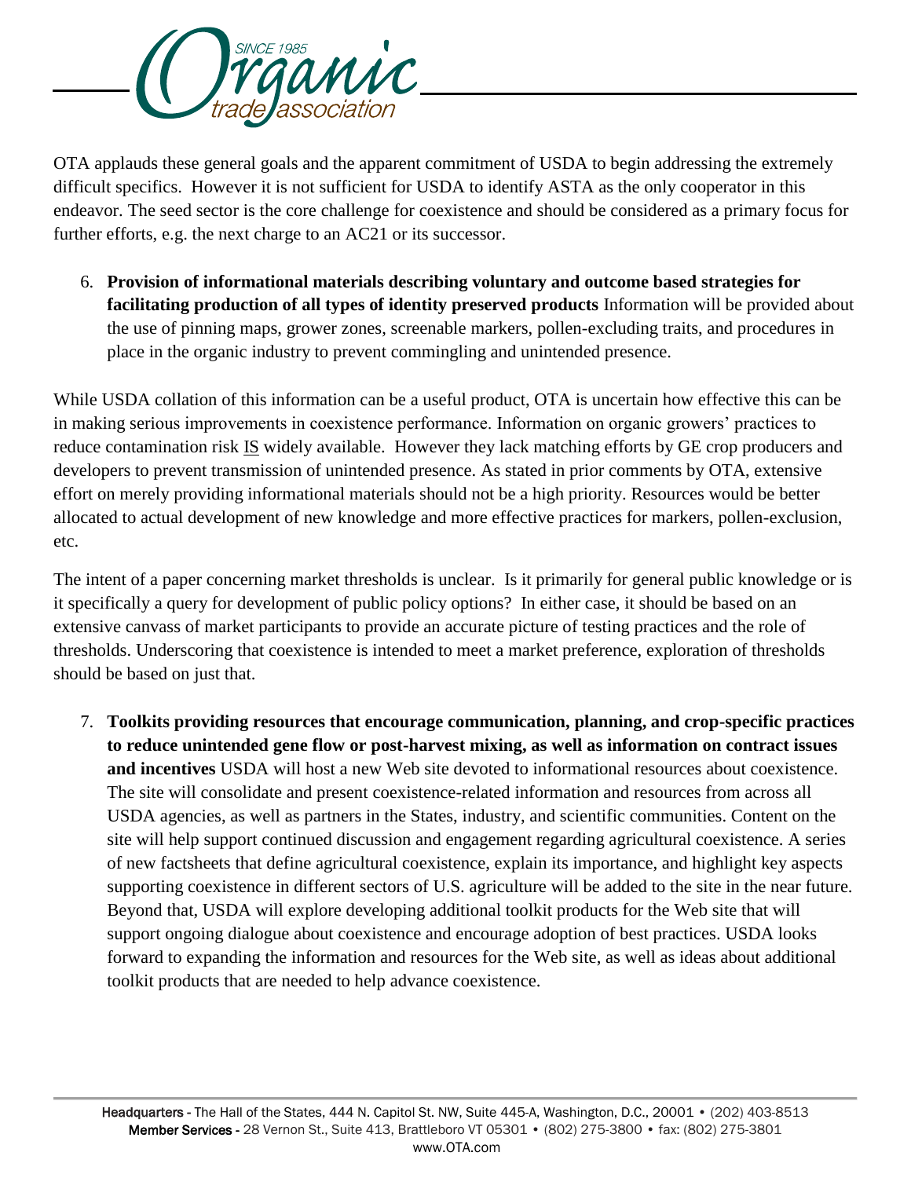OTA applauds these general goals and the apparent commitment of USDA to begin addressing the extremely difficult specifics. However it is not sufficient for USDA to identify ASTA as the only cooperator in this endeavor. The seed sector is the core challenge for coexistence and should be considered as a primary focus for further efforts, e.g. the next charge to an AC21 or its successor.

6. **Provision of informational materials describing voluntary and outcome based strategies for facilitating production of all types of identity preserved products** Information will be provided about the use of pinning maps, grower zones, screenable markers, pollen-excluding traits, and procedures in place in the organic industry to prevent commingling and unintended presence.

While USDA collation of this information can be a useful product, OTA is uncertain how effective this can be in making serious improvements in coexistence performance. Information on organic growers' practices to reduce contamination risk <u>IS</u> widely available. However they lack matching efforts by GE crop producers and developers to prevent transmission of unintended presence. As stated in prior comments by OTA, extensive effort on merely providing informational materials should not be a high priority. Resources would be better allocated to actual development of new knowledge and more effective practices for markers, pollen-exclusion, etc.

The intent of a paper concerning market thresholds is unclear. Is it primarily for general public knowledge or is it specifically a query for development of public policy options? In either case, it should be based on an extensive canvass of market participants to provide an accurate picture of testing practices and the role of thresholds. Underscoring that coexistence is intended to meet a market preference, exploration of thresholds should be based on just that.

7. **Toolkits providing resources that encourage communication, planning, and crop-specific practices to reduce unintended gene flow or post-harvest mixing, as well as information on contract issues and incentives** USDA will host a new Web site devoted to informational resources about coexistence. The site will consolidate and present coexistence-related information and resources from across all USDA agencies, as well as partners in the States, industry, and scientific communities. Content on the site will help support continued discussion and engagement regarding agricultural coexistence. A series of new factsheets that define agricultural coexistence, explain its importance, and highlight key aspects supporting coexistence in different sectors of U.S. agriculture will be added to the site in the near future. Beyond that, USDA will explore developing additional toolkit products for the Web site that will support ongoing dialogue about coexistence and encourage adoption of best practices. USDA looks forward to expanding the information and resources for the Web site, as well as ideas about additional toolkit products that are needed to help advance coexistence.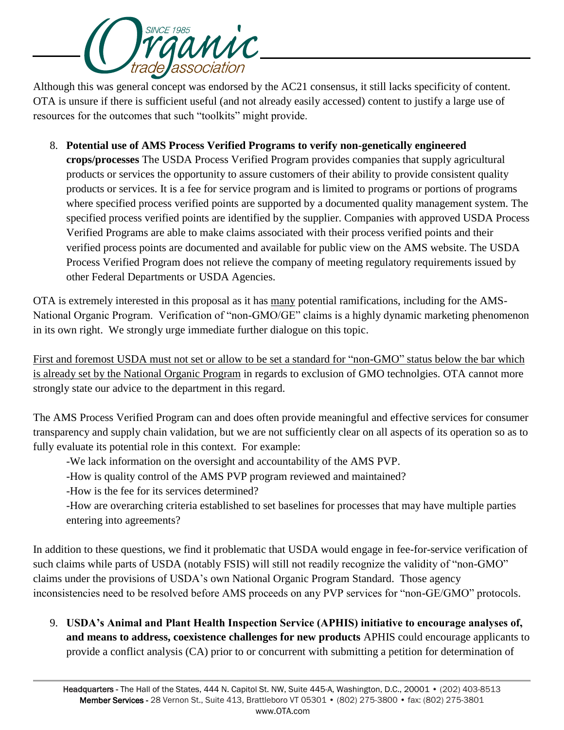Although this was general concept was endorsed by the AC21 consensus, it still lacks specificity of content. OTA is unsure if there is sufficient useful (and not already easily accessed) content to justify a large use of resources for the outcomes that such "toolkits" might provide.

8. **Potential use of AMS Process Verified Programs to verify non-genetically engineered crops/processes** The USDA Process Verified Program provides companies that supply agricultural products or services the opportunity to assure customers of their ability to provide consistent quality products or services. It is a fee for service program and is limited to programs or portions of programs where specified process verified points are supported by a documented quality management system. The specified process verified points are identified by the supplier. Companies with approved USDA Process Verified Programs are able to make claims associated with their process verified points and their verified process points are documented and available for public view on the AMS website. The USDA Process Verified Program does not relieve the company of meeting regulatory requirements issued by other Federal Departments or USDA Agencies.

OTA is extremely interested in this proposal as it has <u>many</u> potential ramifications, including for the AMS-National Organic Program. Verification of "non-GMO/GE" claims is a highly dynamic marketing phenomenon in its own right. We strongly urge immediate further dialogue on this topic.

<u>First and foremost USDA must not set or allow to be set a standard for "non-GMO" status below the bar which is already set by the National Organic Program</u> in regards to exclusion of GMO technolgies. OTA cannot more strongly state our advice to the department in this regard.

The AMS Process Verified Program can and does often provide meaningful and effective services for consumer transparency and supply chain validation, but we are not sufficiently clear on all aspects of its operation so as to fully evaluate its potential role in this context. For example:

-We lack information on the oversight and accountability of the AMS PVP.
-How is quality control of the AMS PVP program reviewed and maintained?
-How is the fee for its services determined?
-How are overarching criteria established to set baselines for processes that may have multiple parties entering into agreements?

In addition to these questions, we find it problematic that USDA would engage in fee-for-service verification of such claims while parts of USDA (notably FSIS) will still not readily recognize the validity of "non-GMO" claims under the provisions of USDA's own National Organic Program Standard. Those agency inconsistencies need to be resolved before AMS proceeds on any PVP services for "non-GE/GMO" protocols.

9. **USDA's Animal and Plant Health Inspection Service (APHIS) initiative to encourage analyses of, and means to address, coexistence challenges for new products** APHIS could encourage applicants to provide a conflict analysis (CA) prior to or concurrent with submitting a petition for determination of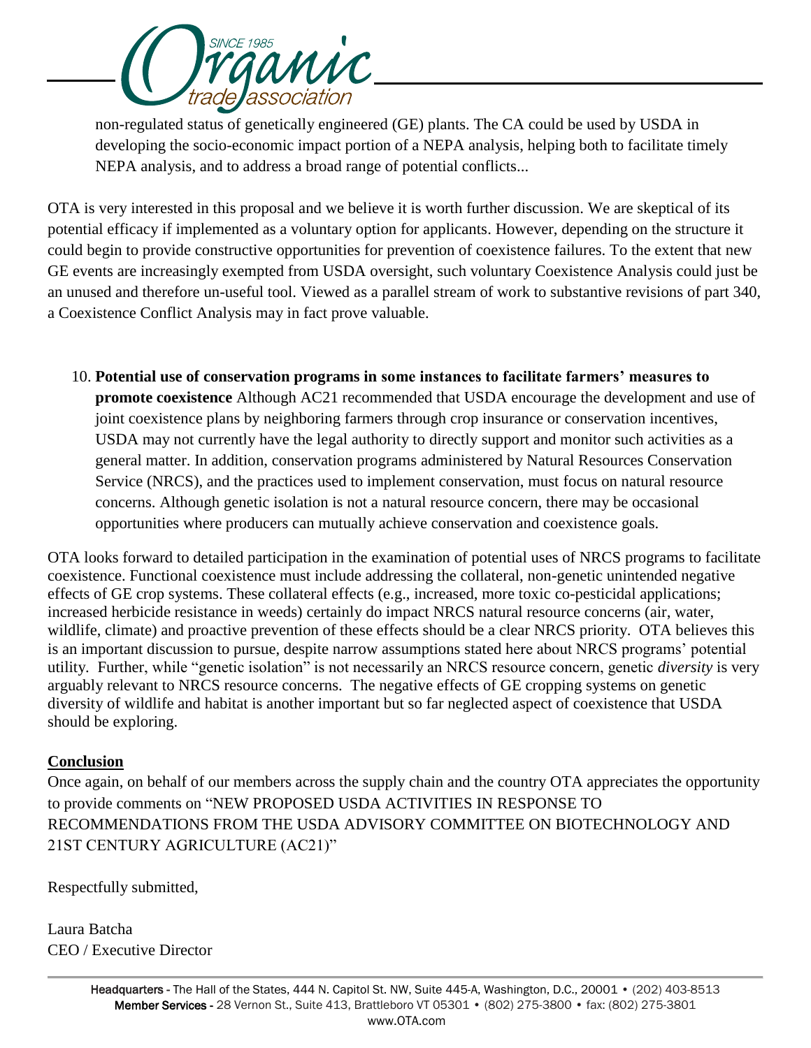non-regulated status of genetically engineered (GE) plants. The CA could be used by USDA in developing the socio-economic impact portion of a NEPA analysis, helping both to facilitate timely NEPA analysis, and to address a broad range of potential conflicts...

OTA is very interested in this proposal and we believe it is worth further discussion. We are skeptical of its potential efficacy if implemented as a voluntary option for applicants. However, depending on the structure it could begin to provide constructive opportunities for prevention of coexistence failures. To the extent that new GE events are increasingly exempted from USDA oversight, such voluntary Coexistence Analysis could just be an unused and therefore un-useful tool. Viewed as a parallel stream of work to substantive revisions of part 340, a Coexistence Conflict Analysis may in fact prove valuable.

10. **Potential use of conservation programs in some instances to facilitate farmers' measures to promote coexistence** Although AC21 recommended that USDA encourage the development and use of joint coexistence plans by neighboring farmers through crop insurance or conservation incentives, USDA may not currently have the legal authority to directly support and monitor such activities as a general matter. In addition, conservation programs administered by Natural Resources Conservation Service (NRCS), and the practices used to implement conservation, must focus on natural resource concerns. Although genetic isolation is not a natural resource concern, there may be occasional opportunities where producers can mutually achieve conservation and coexistence goals.

OTA looks forward to detailed participation in the examination of potential uses of NRCS programs to facilitate coexistence. Functional coexistence must include addressing the collateral, non-genetic unintended negative effects of GE crop systems. These collateral effects (e.g., increased, more toxic co-pesticidal applications; increased herbicide resistance in weeds) certainly do impact NRCS natural resource concerns (air, water, wildlife, climate) and proactive prevention of these effects should be a clear NRCS priority. OTA believes this is an important discussion to pursue, despite narrow assumptions stated here about NRCS programs' potential utility. Further, while "genetic isolation" is not necessarily an NRCS resource concern, genetic *diversity* is very arguably relevant to NRCS resource concerns. The negative effects of GE cropping systems on genetic diversity of wildlife and habitat is another important but so far neglected aspect of coexistence that USDA should be exploring.

## Conclusion

Once again, on behalf of our members across the supply chain and the country OTA appreciates the opportunity to provide comments on "NEW PROPOSED USDA ACTIVITIES IN RESPONSE TO RECOMMENDATIONS FROM THE USDA ADVISORY COMMITTEE ON BIOTECHNOLOGY AND 21ST CENTURY AGRICULTURE (AC21)"

Respectfully submitted,

Laura Batcha
CEO / Executive Director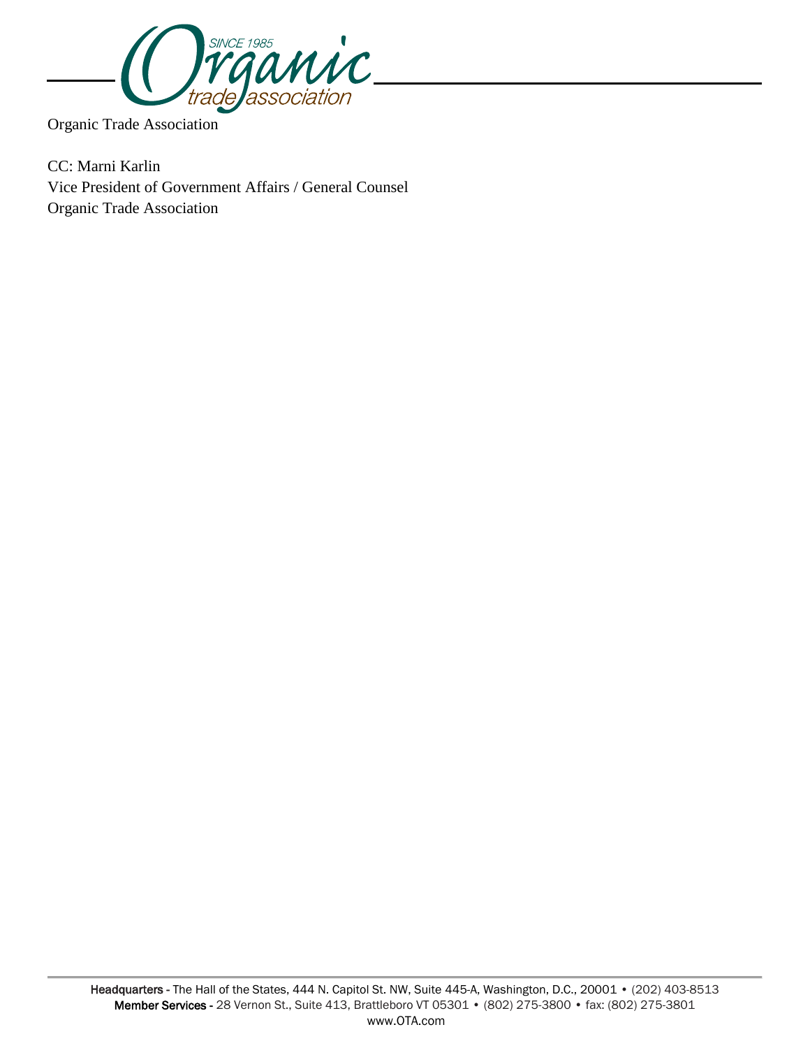Organic Trade Association

CC: Marni Karlin
Vice President of Government Affairs / General Counsel
Organic Trade Association